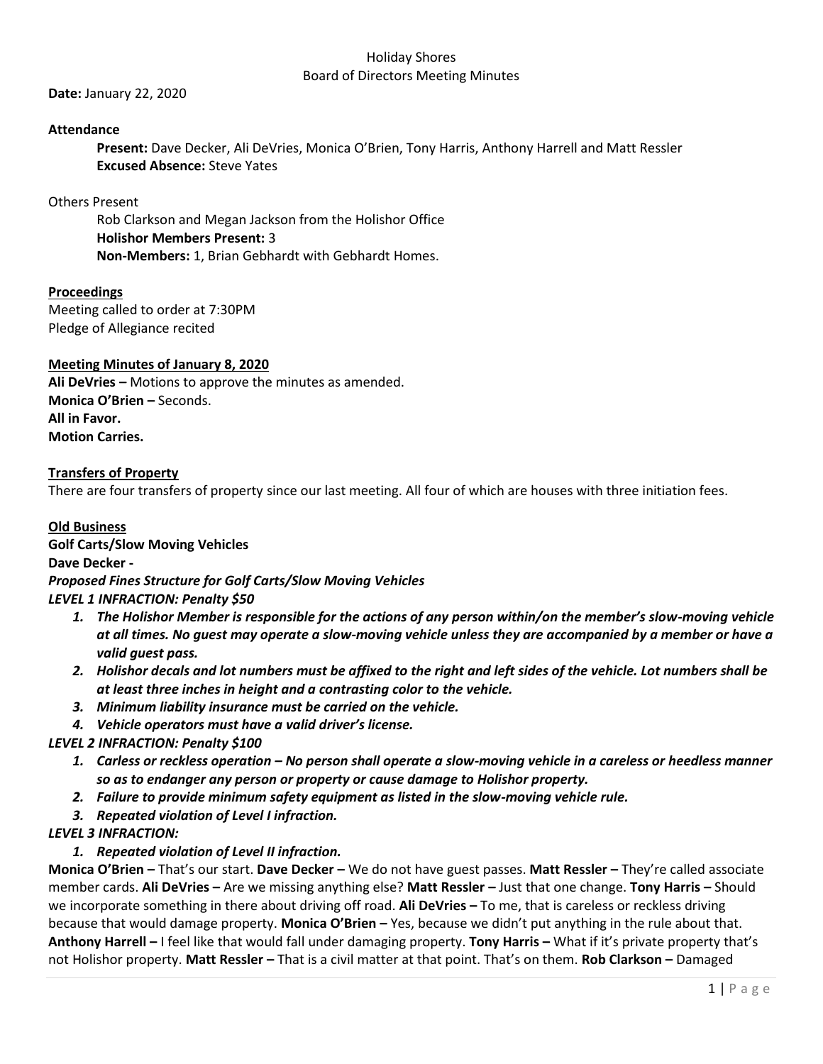Holiday Shores
Board of Directors Meeting Minutes

**Date:** January 22, 2020

**Attendance**

**Present:** Dave Decker, Ali DeVries, Monica O'Brien, Tony Harris, Anthony Harrell and Matt Ressler
**Excused Absence:** Steve Yates

Others Present

Rob Clarkson and Megan Jackson from the Holishor Office
**Holishor Members Present:** 3
**Non-Members:** 1, Brian Gebhardt with Gebhardt Homes.

**Proceedings**

Meeting called to order at 7:30PM
Pledge of Allegiance recited

**Meeting Minutes of January 8, 2020**

**Ali DeVries –** Motions to approve the minutes as amended.
**Monica O'Brien –** Seconds.
**All in Favor.**
**Motion Carries.**

**Transfers of Property**

There are four transfers of property since our last meeting. All four of which are houses with three initiation fees.

**Old Business**

**Golf Carts/Slow Moving Vehicles**
**Dave Decker -**
***Proposed Fines Structure for Golf Carts/Slow Moving Vehicles***
***LEVEL 1 INFRACTION: Penalty $50***

1. ***The Holishor Member is responsible for the actions of any person within/on the member's slow-moving vehicle at all times. No guest may operate a slow-moving vehicle unless they are accompanied by a member or have a valid guest pass.***
2. ***Holishor decals and lot numbers must be affixed to the right and left sides of the vehicle. Lot numbers shall be at least three inches in height and a contrasting color to the vehicle.***
3. ***Minimum liability insurance must be carried on the vehicle.***
4. ***Vehicle operators must have a valid driver's license.***

***LEVEL 2 INFRACTION: Penalty $100***

1. ***Carless or reckless operation – No person shall operate a slow-moving vehicle in a careless or heedless manner so as to endanger any person or property or cause damage to Holishor property.***
2. ***Failure to provide minimum safety equipment as listed in the slow-moving vehicle rule.***
3. ***Repeated violation of Level I infraction.***

***LEVEL 3 INFRACTION:***

1. ***Repeated violation of Level II infraction.***

**Monica O'Brien –** That's our start. **Dave Decker –** We do not have guest passes. **Matt Ressler –** They're called associate member cards. **Ali DeVries –** Are we missing anything else? **Matt Ressler –** Just that one change. **Tony Harris –** Should we incorporate something in there about driving off road. **Ali DeVries –** To me, that is careless or reckless driving because that would damage property. **Monica O'Brien –** Yes, because we didn't put anything in the rule about that. **Anthony Harrell –** I feel like that would fall under damaging property. **Tony Harris –** What if it's private property that's not Holishor property. **Matt Ressler –** That is a civil matter at that point. That's on them. **Rob Clarkson –** Damaged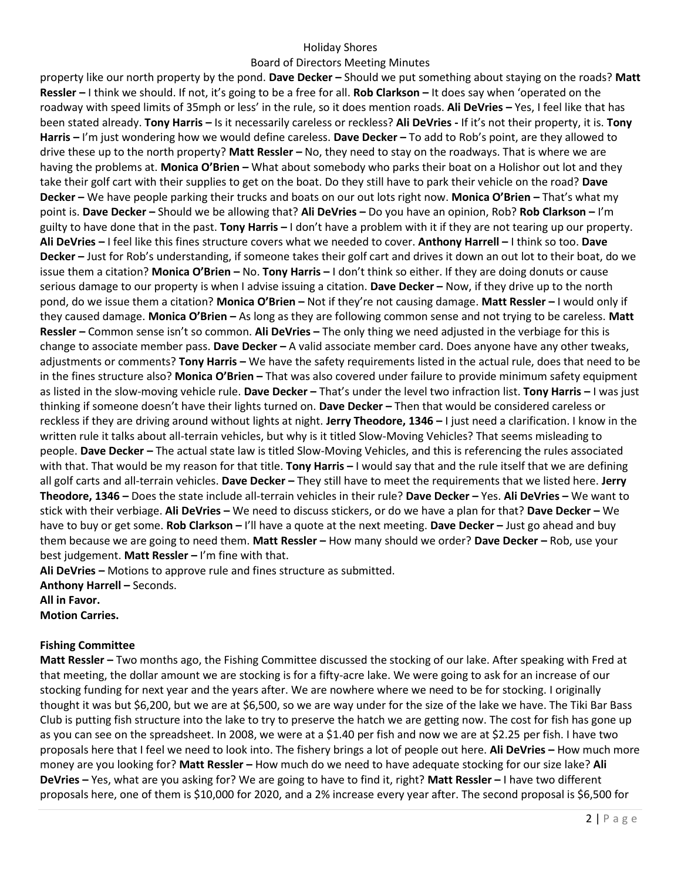property like our north property by the pond. **Dave Decker –** Should we put something about staying on the roads? **Matt Ressler –** I think we should. If not, it's going to be a free for all. **Rob Clarkson –** It does say when 'operated on the roadway with speed limits of 35mph or less' in the rule, so it does mention roads. **Ali DeVries –** Yes, I feel like that has been stated already. **Tony Harris –** Is it necessarily careless or reckless? **Ali DeVries -** If it's not their property, it is. **Tony Harris –** I'm just wondering how we would define careless. **Dave Decker –** To add to Rob's point, are they allowed to drive these up to the north property? **Matt Ressler –** No, they need to stay on the roadways. That is where we are having the problems at. **Monica O'Brien –** What about somebody who parks their boat on a Holishor out lot and they take their golf cart with their supplies to get on the boat. Do they still have to park their vehicle on the road? **Dave Decker –** We have people parking their trucks and boats on our out lots right now. **Monica O'Brien –** That's what my point is. **Dave Decker –** Should we be allowing that? **Ali DeVries –** Do you have an opinion, Rob? **Rob Clarkson –** I'm guilty to have done that in the past. **Tony Harris –** I don't have a problem with it if they are not tearing up our property. **Ali DeVries –** I feel like this fines structure covers what we needed to cover. **Anthony Harrell –** I think so too. **Dave Decker –** Just for Rob's understanding, if someone takes their golf cart and drives it down an out lot to their boat, do we issue them a citation? **Monica O'Brien –** No. **Tony Harris –** I don't think so either. If they are doing donuts or cause serious damage to our property is when I advise issuing a citation. **Dave Decker –** Now, if they drive up to the north pond, do we issue them a citation? **Monica O'Brien –** Not if they're not causing damage. **Matt Ressler –** I would only if they caused damage. **Monica O'Brien –** As long as they are following common sense and not trying to be careless. **Matt Ressler –** Common sense isn't so common. **Ali DeVries –** The only thing we need adjusted in the verbiage for this is change to associate member pass. **Dave Decker –** A valid associate member card. Does anyone have any other tweaks, adjustments or comments? **Tony Harris –** We have the safety requirements listed in the actual rule, does that need to be in the fines structure also? **Monica O'Brien –** That was also covered under failure to provide minimum safety equipment as listed in the slow-moving vehicle rule. **Dave Decker –** That's under the level two infraction list. **Tony Harris –** I was just thinking if someone doesn't have their lights turned on. **Dave Decker –** Then that would be considered careless or reckless if they are driving around without lights at night. **Jerry Theodore, 1346 –** I just need a clarification. I know in the written rule it talks about all-terrain vehicles, but why is it titled Slow-Moving Vehicles? That seems misleading to people. **Dave Decker –** The actual state law is titled Slow-Moving Vehicles, and this is referencing the rules associated with that. That would be my reason for that title. **Tony Harris –** I would say that and the rule itself that we are defining all golf carts and all-terrain vehicles. **Dave Decker –** They still have to meet the requirements that we listed here. **Jerry Theodore, 1346 –** Does the state include all-terrain vehicles in their rule? **Dave Decker –** Yes. **Ali DeVries –** We want to stick with their verbiage. **Ali DeVries –** We need to discuss stickers, or do we have a plan for that? **Dave Decker –** We have to buy or get some. **Rob Clarkson –** I'll have a quote at the next meeting. **Dave Decker –** Just go ahead and buy them because we are going to need them. **Matt Ressler –** How many should we order? **Dave Decker –** Rob, use your best judgement. **Matt Ressler –** I'm fine with that.

**Ali DeVries –** Motions to approve rule and fines structure as submitted.
**Anthony Harrell –** Seconds.
**All in Favor.**
**Motion Carries.**

**Fishing Committee**

**Matt Ressler –** Two months ago, the Fishing Committee discussed the stocking of our lake. After speaking with Fred at that meeting, the dollar amount we are stocking is for a fifty-acre lake. We were going to ask for an increase of our stocking funding for next year and the years after. We are nowhere where we need to be for stocking. I originally thought it was but $6,200, but we are at $6,500, so we are way under for the size of the lake we have. The Tiki Bar Bass Club is putting fish structure into the lake to try to preserve the hatch we are getting now. The cost for fish has gone up as you can see on the spreadsheet. In 2008, we were at a $1.40 per fish and now we are at $2.25 per fish. I have two proposals here that I feel we need to look into. The fishery brings a lot of people out here. **Ali DeVries –** How much more money are you looking for? **Matt Ressler –** How much do we need to have adequate stocking for our size lake? **Ali DeVries –** Yes, what are you asking for? We are going to have to find it, right? **Matt Ressler –** I have two different proposals here, one of them is $10,000 for 2020, and a 2% increase every year after. The second proposal is $6,500 for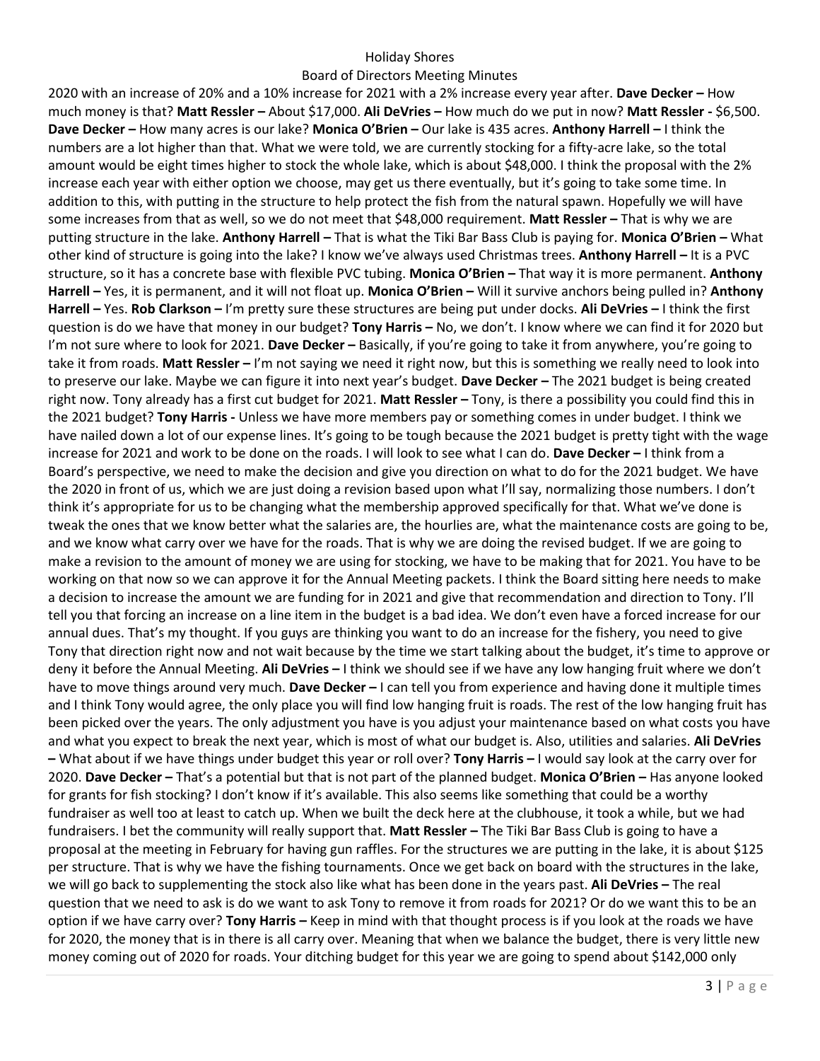2020 with an increase of 20% and a 10% increase for 2021 with a 2% increase every year after. **Dave Decker –** How much money is that? **Matt Ressler –** About $17,000. **Ali DeVries –** How much do we put in now? **Matt Ressler -** $6,500. **Dave Decker –** How many acres is our lake? **Monica O'Brien –** Our lake is 435 acres. **Anthony Harrell –** I think the numbers are a lot higher than that. What we were told, we are currently stocking for a fifty-acre lake, so the total amount would be eight times higher to stock the whole lake, which is about $48,000. I think the proposal with the 2% increase each year with either option we choose, may get us there eventually, but it's going to take some time. In addition to this, with putting in the structure to help protect the fish from the natural spawn. Hopefully we will have some increases from that as well, so we do not meet that $48,000 requirement. **Matt Ressler –** That is why we are putting structure in the lake. **Anthony Harrell –** That is what the Tiki Bar Bass Club is paying for. **Monica O'Brien –** What other kind of structure is going into the lake? I know we've always used Christmas trees. **Anthony Harrell –** It is a PVC structure, so it has a concrete base with flexible PVC tubing. **Monica O'Brien –** That way it is more permanent. **Anthony Harrell –** Yes, it is permanent, and it will not float up. **Monica O'Brien –** Will it survive anchors being pulled in? **Anthony Harrell –** Yes. **Rob Clarkson –** I'm pretty sure these structures are being put under docks. **Ali DeVries –** I think the first question is do we have that money in our budget? **Tony Harris –** No, we don't. I know where we can find it for 2020 but I'm not sure where to look for 2021. **Dave Decker –** Basically, if you're going to take it from anywhere, you're going to take it from roads. **Matt Ressler –** I'm not saying we need it right now, but this is something we really need to look into to preserve our lake. Maybe we can figure it into next year's budget. **Dave Decker –** The 2021 budget is being created right now. Tony already has a first cut budget for 2021. **Matt Ressler –** Tony, is there a possibility you could find this in the 2021 budget? **Tony Harris -** Unless we have more members pay or something comes in under budget. I think we have nailed down a lot of our expense lines. It's going to be tough because the 2021 budget is pretty tight with the wage increase for 2021 and work to be done on the roads. I will look to see what I can do. **Dave Decker –** I think from a Board's perspective, we need to make the decision and give you direction on what to do for the 2021 budget. We have the 2020 in front of us, which we are just doing a revision based upon what I'll say, normalizing those numbers. I don't think it's appropriate for us to be changing what the membership approved specifically for that. What we've done is tweak the ones that we know better what the salaries are, the hourlies are, what the maintenance costs are going to be, and we know what carry over we have for the roads. That is why we are doing the revised budget. If we are going to make a revision to the amount of money we are using for stocking, we have to be making that for 2021. You have to be working on that now so we can approve it for the Annual Meeting packets. I think the Board sitting here needs to make a decision to increase the amount we are funding for in 2021 and give that recommendation and direction to Tony. I'll tell you that forcing an increase on a line item in the budget is a bad idea. We don't even have a forced increase for our annual dues. That's my thought. If you guys are thinking you want to do an increase for the fishery, you need to give Tony that direction right now and not wait because by the time we start talking about the budget, it's time to approve or deny it before the Annual Meeting. **Ali DeVries –** I think we should see if we have any low hanging fruit where we don't have to move things around very much. **Dave Decker –** I can tell you from experience and having done it multiple times and I think Tony would agree, the only place you will find low hanging fruit is roads. The rest of the low hanging fruit has been picked over the years. The only adjustment you have is you adjust your maintenance based on what costs you have and what you expect to break the next year, which is most of what our budget is. Also, utilities and salaries. **Ali DeVries –** What about if we have things under budget this year or roll over? **Tony Harris –** I would say look at the carry over for 2020. **Dave Decker –** That's a potential but that is not part of the planned budget. **Monica O'Brien –** Has anyone looked for grants for fish stocking? I don't know if it's available. This also seems like something that could be a worthy fundraiser as well too at least to catch up. When we built the deck here at the clubhouse, it took a while, but we had fundraisers. I bet the community will really support that. **Matt Ressler –** The Tiki Bar Bass Club is going to have a proposal at the meeting in February for having gun raffles. For the structures we are putting in the lake, it is about $125 per structure. That is why we have the fishing tournaments. Once we get back on board with the structures in the lake, we will go back to supplementing the stock also like what has been done in the years past. **Ali DeVries –** The real question that we need to ask is do we want to ask Tony to remove it from roads for 2021? Or do we want this to be an option if we have carry over? **Tony Harris –** Keep in mind with that thought process is if you look at the roads we have for 2020, the money that is in there is all carry over. Meaning that when we balance the budget, there is very little new money coming out of 2020 for roads. Your ditching budget for this year we are going to spend about $142,000 only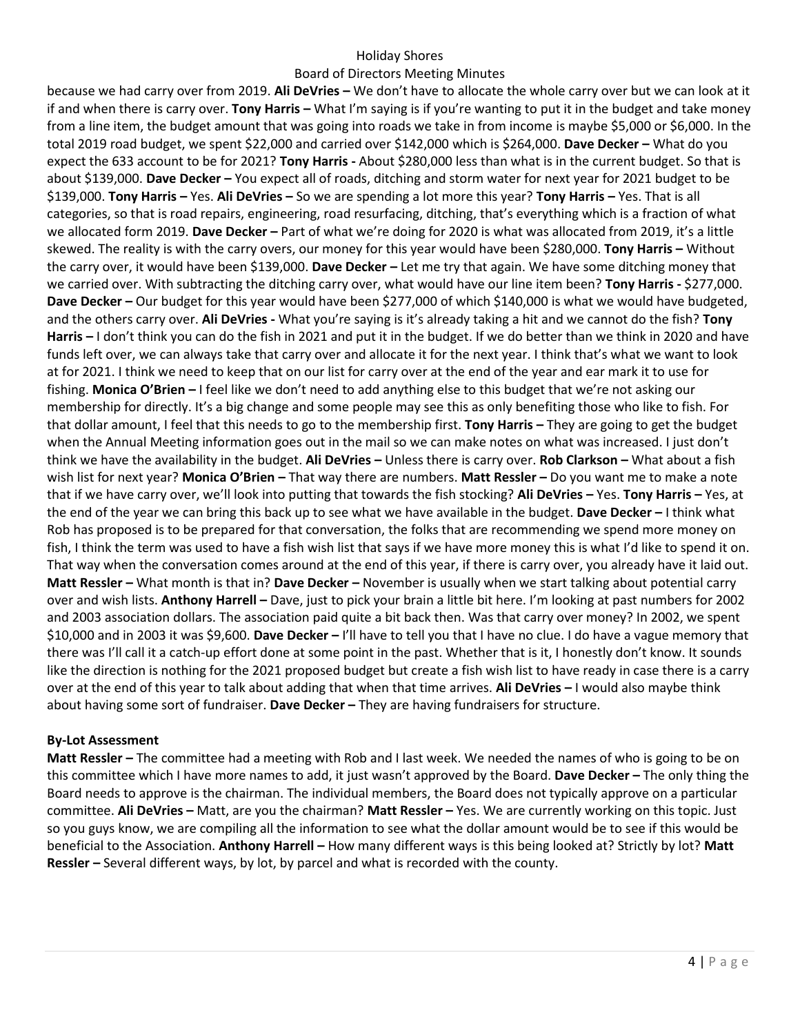because we had carry over from 2019. **Ali DeVries –** We don't have to allocate the whole carry over but we can look at it if and when there is carry over. **Tony Harris –** What I'm saying is if you're wanting to put it in the budget and take money from a line item, the budget amount that was going into roads we take in from income is maybe $5,000 or $6,000. In the total 2019 road budget, we spent $22,000 and carried over $142,000 which is $264,000. **Dave Decker –** What do you expect the 633 account to be for 2021? **Tony Harris -** About $280,000 less than what is in the current budget. So that is about $139,000. **Dave Decker –** You expect all of roads, ditching and storm water for next year for 2021 budget to be $139,000. **Tony Harris –** Yes. **Ali DeVries –** So we are spending a lot more this year? **Tony Harris –** Yes. That is all categories, so that is road repairs, engineering, road resurfacing, ditching, that's everything which is a fraction of what we allocated form 2019. **Dave Decker –** Part of what we're doing for 2020 is what was allocated from 2019, it's a little skewed. The reality is with the carry overs, our money for this year would have been $280,000. **Tony Harris –** Without the carry over, it would have been $139,000. **Dave Decker –** Let me try that again. We have some ditching money that we carried over. With subtracting the ditching carry over, what would have our line item been? **Tony Harris -** $277,000. **Dave Decker –** Our budget for this year would have been $277,000 of which $140,000 is what we would have budgeted, and the others carry over. **Ali DeVries -** What you're saying is it's already taking a hit and we cannot do the fish? **Tony Harris –** I don't think you can do the fish in 2021 and put it in the budget. If we do better than we think in 2020 and have funds left over, we can always take that carry over and allocate it for the next year. I think that's what we want to look at for 2021. I think we need to keep that on our list for carry over at the end of the year and ear mark it to use for fishing. **Monica O'Brien –** I feel like we don't need to add anything else to this budget that we're not asking our membership for directly. It's a big change and some people may see this as only benefiting those who like to fish. For that dollar amount, I feel that this needs to go to the membership first. **Tony Harris –** They are going to get the budget when the Annual Meeting information goes out in the mail so we can make notes on what was increased. I just don't think we have the availability in the budget. **Ali DeVries –** Unless there is carry over. **Rob Clarkson –** What about a fish wish list for next year? **Monica O'Brien –** That way there are numbers. **Matt Ressler –** Do you want me to make a note that if we have carry over, we'll look into putting that towards the fish stocking? **Ali DeVries –** Yes. **Tony Harris –** Yes, at the end of the year we can bring this back up to see what we have available in the budget. **Dave Decker –** I think what Rob has proposed is to be prepared for that conversation, the folks that are recommending we spend more money on fish, I think the term was used to have a fish wish list that says if we have more money this is what I'd like to spend it on. That way when the conversation comes around at the end of this year, if there is carry over, you already have it laid out. **Matt Ressler –** What month is that in? **Dave Decker –** November is usually when we start talking about potential carry over and wish lists. **Anthony Harrell –** Dave, just to pick your brain a little bit here. I'm looking at past numbers for 2002 and 2003 association dollars. The association paid quite a bit back then. Was that carry over money? In 2002, we spent $10,000 and in 2003 it was $9,600. **Dave Decker –** I'll have to tell you that I have no clue. I do have a vague memory that there was I'll call it a catch-up effort done at some point in the past. Whether that is it, I honestly don't know. It sounds like the direction is nothing for the 2021 proposed budget but create a fish wish list to have ready in case there is a carry over at the end of this year to talk about adding that when that time arrives. **Ali DeVries –** I would also maybe think about having some sort of fundraiser. **Dave Decker –** They are having fundraisers for structure.

**By-Lot Assessment**

**Matt Ressler –** The committee had a meeting with Rob and I last week. We needed the names of who is going to be on this committee which I have more names to add, it just wasn't approved by the Board. **Dave Decker –** The only thing the Board needs to approve is the chairman. The individual members, the Board does not typically approve on a particular committee. **Ali DeVries –** Matt, are you the chairman? **Matt Ressler –** Yes. We are currently working on this topic. Just so you guys know, we are compiling all the information to see what the dollar amount would be to see if this would be beneficial to the Association. **Anthony Harrell –** How many different ways is this being looked at? Strictly by lot? **Matt Ressler –** Several different ways, by lot, by parcel and what is recorded with the county.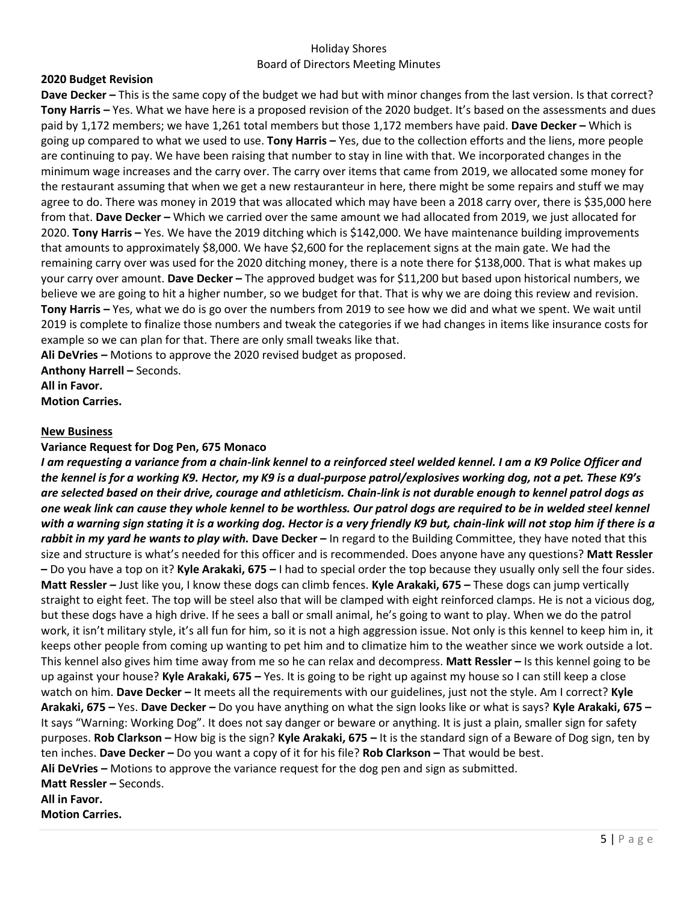## 2020 Budget Revision

**Dave Decker –** This is the same copy of the budget we had but with minor changes from the last version. Is that correct? **Tony Harris –** Yes. What we have here is a proposed revision of the 2020 budget. It's based on the assessments and dues paid by 1,172 members; we have 1,261 total members but those 1,172 members have paid. **Dave Decker –** Which is going up compared to what we used to use. **Tony Harris –** Yes, due to the collection efforts and the liens, more people are continuing to pay. We have been raising that number to stay in line with that. We incorporated changes in the minimum wage increases and the carry over. The carry over items that came from 2019, we allocated some money for the restaurant assuming that when we get a new restauranteur in here, there might be some repairs and stuff we may agree to do. There was money in 2019 that was allocated which may have been a 2018 carry over, there is $35,000 here from that. **Dave Decker –** Which we carried over the same amount we had allocated from 2019, we just allocated for 2020. **Tony Harris –** Yes. We have the 2019 ditching which is $142,000. We have maintenance building improvements that amounts to approximately $8,000. We have $2,600 for the replacement signs at the main gate. We had the remaining carry over was used for the 2020 ditching money, there is a note there for $138,000. That is what makes up your carry over amount. **Dave Decker –** The approved budget was for $11,200 but based upon historical numbers, we believe we are going to hit a higher number, so we budget for that. That is why we are doing this review and revision. **Tony Harris –** Yes, what we do is go over the numbers from 2019 to see how we did and what we spent. We wait until 2019 is complete to finalize those numbers and tweak the categories if we had changes in items like insurance costs for example so we can plan for that. There are only small tweaks like that.

**Ali DeVries –** Motions to approve the 2020 revised budget as proposed.
**Anthony Harrell –** Seconds.
**All in Favor.**
**Motion Carries.**

## New Business

### Variance Request for Dog Pen, 675 Monaco

***I am requesting a variance from a chain-link kennel to a reinforced steel welded kennel. I am a K9 Police Officer and the kennel is for a working K9. Hector, my K9 is a dual-purpose patrol/explosives working dog, not a pet. These K9's are selected based on their drive, courage and athleticism. Chain-link is not durable enough to kennel patrol dogs as one weak link can cause they whole kennel to be worthless. Our patrol dogs are required to be in welded steel kennel with a warning sign stating it is a working dog. Hector is a very friendly K9 but, chain-link will not stop him if there is a rabbit in my yard he wants to play with.*** **Dave Decker –** In regard to the Building Committee, they have noted that this size and structure is what's needed for this officer and is recommended. Does anyone have any questions? **Matt Ressler –** Do you have a top on it? **Kyle Arakaki, 675 –** I had to special order the top because they usually only sell the four sides. **Matt Ressler –** Just like you, I know these dogs can climb fences. **Kyle Arakaki, 675 –** These dogs can jump vertically straight to eight feet. The top will be steel also that will be clamped with eight reinforced clamps. He is not a vicious dog, but these dogs have a high drive. If he sees a ball or small animal, he's going to want to play. When we do the patrol work, it isn't military style, it's all fun for him, so it is not a high aggression issue. Not only is this kennel to keep him in, it keeps other people from coming up wanting to pet him and to climatize him to the weather since we work outside a lot. This kennel also gives him time away from me so he can relax and decompress. **Matt Ressler –** Is this kennel going to be up against your house? **Kyle Arakaki, 675 –** Yes. It is going to be right up against my house so I can still keep a close watch on him. **Dave Decker –** It meets all the requirements with our guidelines, just not the style. Am I correct? **Kyle Arakaki, 675 –** Yes. **Dave Decker –** Do you have anything on what the sign looks like or what is says? **Kyle Arakaki, 675 –** It says "Warning: Working Dog". It does not say danger or beware or anything. It is just a plain, smaller sign for safety purposes. **Rob Clarkson –** How big is the sign? **Kyle Arakaki, 675 –** It is the standard sign of a Beware of Dog sign, ten by ten inches. **Dave Decker –** Do you want a copy of it for his file? **Rob Clarkson –** That would be best.

**Ali DeVries –** Motions to approve the variance request for the dog pen and sign as submitted.
**Matt Ressler –** Seconds.
**All in Favor.**
**Motion Carries.**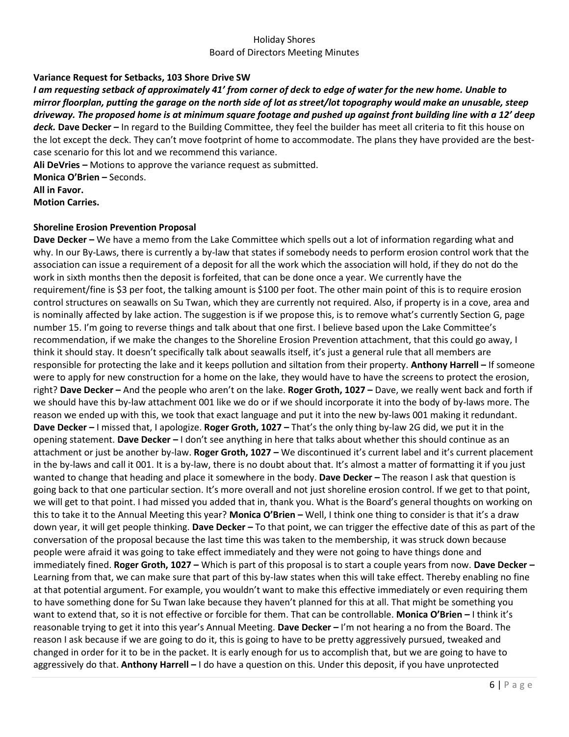**Variance Request for Setbacks, 103 Shore Drive SW**

***I am requesting setback of approximately 41' from corner of deck to edge of water for the new home. Unable to mirror floorplan, putting the garage on the north side of lot as street/lot topography would make an unusable, steep driveway. The proposed home is at minimum square footage and pushed up against front building line with a 12' deep deck.*** **Dave Decker –** In regard to the Building Committee, they feel the builder has meet all criteria to fit this house on the lot except the deck. They can't move footprint of home to accommodate. The plans they have provided are the best-case scenario for this lot and we recommend this variance.

**Ali DeVries –** Motions to approve the variance request as submitted.

**Monica O'Brien –** Seconds.

**All in Favor.**

**Motion Carries.**

**Shoreline Erosion Prevention Proposal**

**Dave Decker –** We have a memo from the Lake Committee which spells out a lot of information regarding what and why. In our By-Laws, there is currently a by-law that states if somebody needs to perform erosion control work that the association can issue a requirement of a deposit for all the work which the association will hold, if they do not do the work in sixth months then the deposit is forfeited, that can be done once a year. We currently have the requirement/fine is \$3 per foot, the talking amount is \$100 per foot. The other main point of this is to require erosion control structures on seawalls on Su Twan, which they are currently not required. Also, if property is in a cove, area and is nominally affected by lake action. The suggestion is if we propose this, is to remove what's currently Section G, page number 15. I'm going to reverse things and talk about that one first. I believe based upon the Lake Committee's recommendation, if we make the changes to the Shoreline Erosion Prevention attachment, that this could go away, I think it should stay. It doesn't specifically talk about seawalls itself, it's just a general rule that all members are responsible for protecting the lake and it keeps pollution and siltation from their property. **Anthony Harrell –** If someone were to apply for new construction for a home on the lake, they would have to have the screens to protect the erosion, right? **Dave Decker –** And the people who aren't on the lake. **Roger Groth, 1027 –** Dave, we really went back and forth if we should have this by-law attachment 001 like we do or if we should incorporate it into the body of by-laws more. The reason we ended up with this, we took that exact language and put it into the new by-laws 001 making it redundant. **Dave Decker –** I missed that, I apologize. **Roger Groth, 1027 –** That's the only thing by-law 2G did, we put it in the opening statement. **Dave Decker –** I don't see anything in here that talks about whether this should continue as an attachment or just be another by-law. **Roger Groth, 1027 –** We discontinued it's current label and it's current placement in the by-laws and call it 001. It is a by-law, there is no doubt about that. It's almost a matter of formatting it if you just wanted to change that heading and place it somewhere in the body. **Dave Decker –** The reason I ask that question is going back to that one particular section. It's more overall and not just shoreline erosion control. If we get to that point, we will get to that point. I had missed you added that in, thank you. What is the Board's general thoughts on working on this to take it to the Annual Meeting this year? **Monica O'Brien –** Well, I think one thing to consider is that it's a draw down year, it will get people thinking. **Dave Decker –** To that point, we can trigger the effective date of this as part of the conversation of the proposal because the last time this was taken to the membership, it was struck down because people were afraid it was going to take effect immediately and they were not going to have things done and immediately fined. **Roger Groth, 1027 –** Which is part of this proposal is to start a couple years from now. **Dave Decker –** Learning from that, we can make sure that part of this by-law states when this will take effect. Thereby enabling no fine at that potential argument. For example, you wouldn't want to make this effective immediately or even requiring them to have something done for Su Twan lake because they haven't planned for this at all. That might be something you want to extend that, so it is not effective or forcible for them. That can be controllable. **Monica O'Brien –** I think it's reasonable trying to get it into this year's Annual Meeting. **Dave Decker –** I'm not hearing a no from the Board. The reason I ask because if we are going to do it, this is going to have to be pretty aggressively pursued, tweaked and changed in order for it to be in the packet. It is early enough for us to accomplish that, but we are going to have to aggressively do that. **Anthony Harrell –** I do have a question on this. Under this deposit, if you have unprotected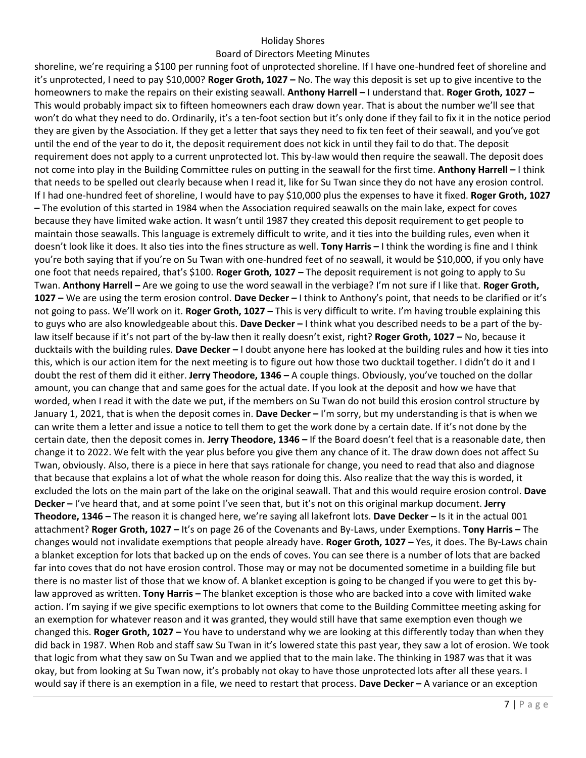shoreline, we're requiring a $100 per running foot of unprotected shoreline. If I have one-hundred feet of shoreline and it's unprotected, I need to pay $10,000? **Roger Groth, 1027 –** No. The way this deposit is set up to give incentive to the homeowners to make the repairs on their existing seawall. **Anthony Harrell –** I understand that. **Roger Groth, 1027 –** This would probably impact six to fifteen homeowners each draw down year. That is about the number we'll see that won't do what they need to do. Ordinarily, it's a ten-foot section but it's only done if they fail to fix it in the notice period they are given by the Association. If they get a letter that says they need to fix ten feet of their seawall, and you've got until the end of the year to do it, the deposit requirement does not kick in until they fail to do that. The deposit requirement does not apply to a current unprotected lot. This by-law would then require the seawall. The deposit does not come into play in the Building Committee rules on putting in the seawall for the first time. **Anthony Harrell –** I think that needs to be spelled out clearly because when I read it, like for Su Twan since they do not have any erosion control. If I had one-hundred feet of shoreline, I would have to pay $10,000 plus the expenses to have it fixed. **Roger Groth, 1027 –** The evolution of this started in 1984 when the Association required seawalls on the main lake, expect for coves because they have limited wake action. It wasn't until 1987 they created this deposit requirement to get people to maintain those seawalls. This language is extremely difficult to write, and it ties into the building rules, even when it doesn't look like it does. It also ties into the fines structure as well. **Tony Harris –** I think the wording is fine and I think you're both saying that if you're on Su Twan with one-hundred feet of no seawall, it would be $10,000, if you only have one foot that needs repaired, that's $100. **Roger Groth, 1027 –** The deposit requirement is not going to apply to Su Twan. **Anthony Harrell –** Are we going to use the word seawall in the verbiage? I'm not sure if I like that. **Roger Groth, 1027 –** We are using the term erosion control. **Dave Decker –** I think to Anthony's point, that needs to be clarified or it's not going to pass. We'll work on it. **Roger Groth, 1027 –** This is very difficult to write. I'm having trouble explaining this to guys who are also knowledgeable about this. **Dave Decker –** I think what you described needs to be a part of the by-law itself because if it's not part of the by-law then it really doesn't exist, right? **Roger Groth, 1027 –** No, because it ducktails with the building rules. **Dave Decker –** I doubt anyone here has looked at the building rules and how it ties into this, which is our action item for the next meeting is to figure out how those two ducktail together. I didn't do it and I doubt the rest of them did it either. **Jerry Theodore, 1346 –** A couple things. Obviously, you've touched on the dollar amount, you can change that and same goes for the actual date. If you look at the deposit and how we have that worded, when I read it with the date we put, if the members on Su Twan do not build this erosion control structure by January 1, 2021, that is when the deposit comes in. **Dave Decker –** I'm sorry, but my understanding is that is when we can write them a letter and issue a notice to tell them to get the work done by a certain date. If it's not done by the certain date, then the deposit comes in. **Jerry Theodore, 1346 –** If the Board doesn't feel that is a reasonable date, then change it to 2022. We felt with the year plus before you give them any chance of it. The draw down does not affect Su Twan, obviously. Also, there is a piece in here that says rationale for change, you need to read that also and diagnose that because that explains a lot of what the whole reason for doing this. Also realize that the way this is worded, it excluded the lots on the main part of the lake on the original seawall. That and this would require erosion control. **Dave Decker –** I've heard that, and at some point I've seen that, but it's not on this original markup document. **Jerry Theodore, 1346 –** The reason it is changed here, we're saying all lakefront lots. **Dave Decker –** Is it in the actual 001 attachment? **Roger Groth, 1027 –** It's on page 26 of the Covenants and By-Laws, under Exemptions. **Tony Harris –** The changes would not invalidate exemptions that people already have. **Roger Groth, 1027 –** Yes, it does. The By-Laws chain a blanket exception for lots that backed up on the ends of coves. You can see there is a number of lots that are backed far into coves that do not have erosion control. Those may or may not be documented sometime in a building file but there is no master list of those that we know of. A blanket exception is going to be changed if you were to get this by-law approved as written. **Tony Harris –** The blanket exception is those who are backed into a cove with limited wake action. I'm saying if we give specific exemptions to lot owners that come to the Building Committee meeting asking for an exemption for whatever reason and it was granted, they would still have that same exemption even though we changed this. **Roger Groth, 1027 –** You have to understand why we are looking at this differently today than when they did back in 1987. When Rob and staff saw Su Twan in it's lowered state this past year, they saw a lot of erosion. We took that logic from what they saw on Su Twan and we applied that to the main lake. The thinking in 1987 was that it was okay, but from looking at Su Twan now, it's probably not okay to have those unprotected lots after all these years. I would say if there is an exemption in a file, we need to restart that process. **Dave Decker –** A variance or an exception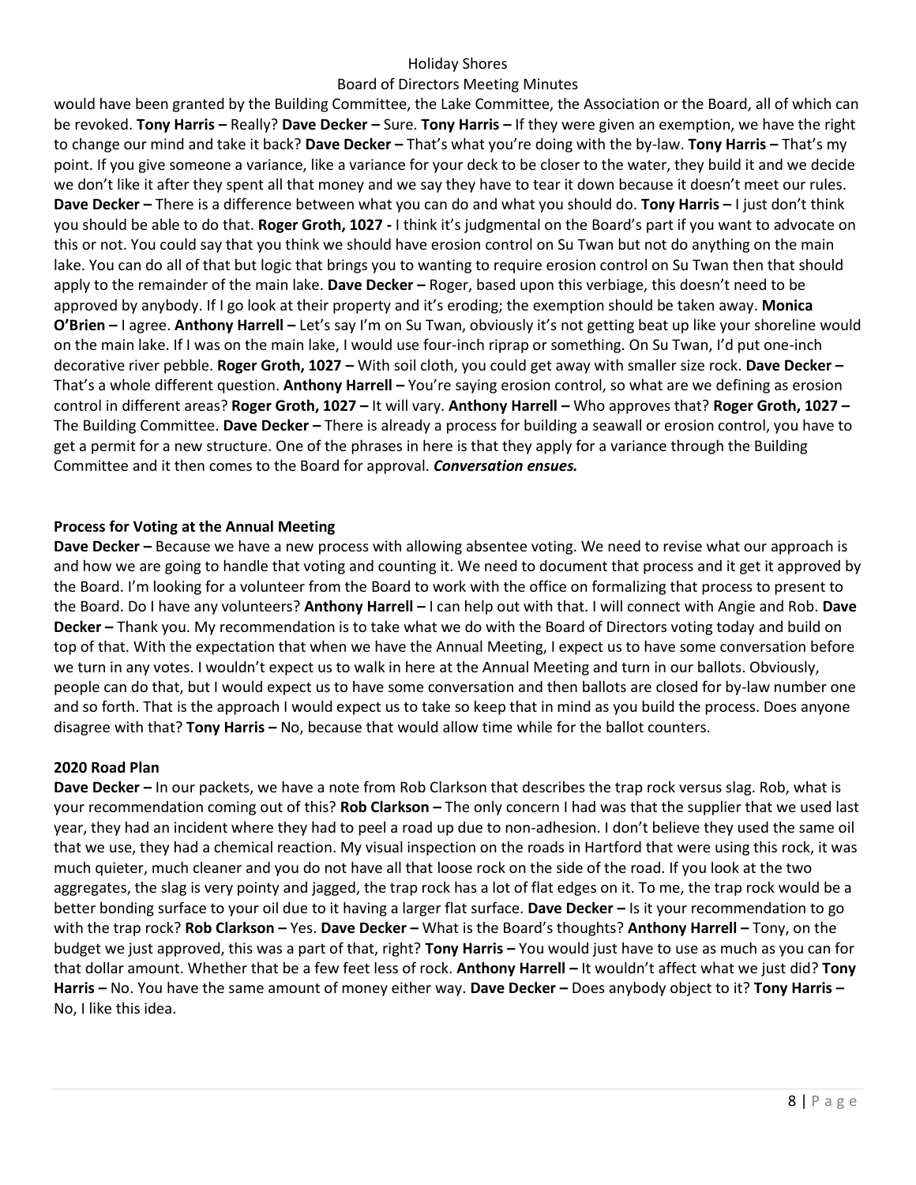would have been granted by the Building Committee, the Lake Committee, the Association or the Board, all of which can be revoked. **Tony Harris –** Really? **Dave Decker –** Sure. **Tony Harris –** If they were given an exemption, we have the right to change our mind and take it back? **Dave Decker –** That's what you're doing with the by-law. **Tony Harris –** That's my point. If you give someone a variance, like a variance for your deck to be closer to the water, they build it and we decide we don't like it after they spent all that money and we say they have to tear it down because it doesn't meet our rules. **Dave Decker –** There is a difference between what you can do and what you should do. **Tony Harris –** I just don't think you should be able to do that. **Roger Groth, 1027 -** I think it's judgmental on the Board's part if you want to advocate on this or not. You could say that you think we should have erosion control on Su Twan but not do anything on the main lake. You can do all of that but logic that brings you to wanting to require erosion control on Su Twan then that should apply to the remainder of the main lake. **Dave Decker –** Roger, based upon this verbiage, this doesn't need to be approved by anybody. If I go look at their property and it's eroding; the exemption should be taken away. **Monica O'Brien –** I agree. **Anthony Harrell –** Let's say I'm on Su Twan, obviously it's not getting beat up like your shoreline would on the main lake. If I was on the main lake, I would use four-inch riprap or something. On Su Twan, I'd put one-inch decorative river pebble. **Roger Groth, 1027 –** With soil cloth, you could get away with smaller size rock. **Dave Decker –** That's a whole different question. **Anthony Harrell –** You're saying erosion control, so what are we defining as erosion control in different areas? **Roger Groth, 1027 –** It will vary. **Anthony Harrell –** Who approves that? **Roger Groth, 1027 –** The Building Committee. **Dave Decker –** There is already a process for building a seawall or erosion control, you have to get a permit for a new structure. One of the phrases in here is that they apply for a variance through the Building Committee and it then comes to the Board for approval. ***Conversation ensues.***

**Process for Voting at the Annual Meeting**

**Dave Decker –** Because we have a new process with allowing absentee voting. We need to revise what our approach is and how we are going to handle that voting and counting it. We need to document that process and it get it approved by the Board. I'm looking for a volunteer from the Board to work with the office on formalizing that process to present to the Board. Do I have any volunteers? **Anthony Harrell –** I can help out with that. I will connect with Angie and Rob. **Dave Decker –** Thank you. My recommendation is to take what we do with the Board of Directors voting today and build on top of that. With the expectation that when we have the Annual Meeting, I expect us to have some conversation before we turn in any votes. I wouldn't expect us to walk in here at the Annual Meeting and turn in our ballots. Obviously, people can do that, but I would expect us to have some conversation and then ballots are closed for by-law number one and so forth. That is the approach I would expect us to take so keep that in mind as you build the process. Does anyone disagree with that? **Tony Harris –** No, because that would allow time while for the ballot counters.

**2020 Road Plan**

**Dave Decker –** In our packets, we have a note from Rob Clarkson that describes the trap rock versus slag. Rob, what is your recommendation coming out of this? **Rob Clarkson –** The only concern I had was that the supplier that we used last year, they had an incident where they had to peel a road up due to non-adhesion. I don't believe they used the same oil that we use, they had a chemical reaction. My visual inspection on the roads in Hartford that were using this rock, it was much quieter, much cleaner and you do not have all that loose rock on the side of the road. If you look at the two aggregates, the slag is very pointy and jagged, the trap rock has a lot of flat edges on it. To me, the trap rock would be a better bonding surface to your oil due to it having a larger flat surface. **Dave Decker –** Is it your recommendation to go with the trap rock? **Rob Clarkson –** Yes. **Dave Decker –** What is the Board's thoughts? **Anthony Harrell –** Tony, on the budget we just approved, this was a part of that, right? **Tony Harris –** You would just have to use as much as you can for that dollar amount. Whether that be a few feet less of rock. **Anthony Harrell –** It wouldn't affect what we just did? **Tony Harris –** No. You have the same amount of money either way. **Dave Decker –** Does anybody object to it? **Tony Harris –** No, I like this idea.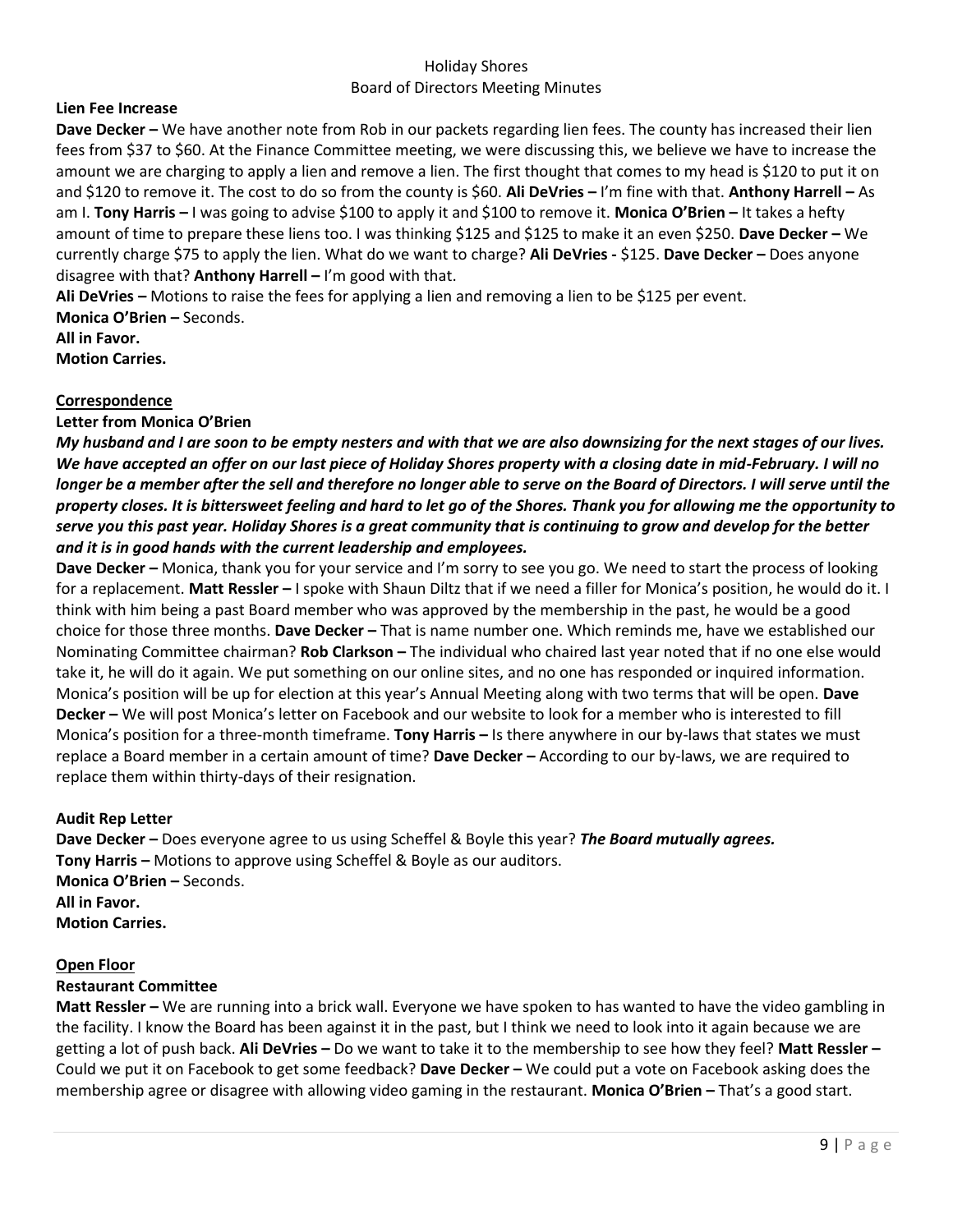Holiday Shores
Board of Directors Meeting Minutes

**Lien Fee Increase**

**Dave Decker –** We have another note from Rob in our packets regarding lien fees. The county has increased their lien fees from $37 to $60. At the Finance Committee meeting, we were discussing this, we believe we have to increase the amount we are charging to apply a lien and remove a lien. The first thought that comes to my head is $120 to put it on and $120 to remove it. The cost to do so from the county is $60. **Ali DeVries –** I'm fine with that. **Anthony Harrell –** As am I. **Tony Harris –** I was going to advise $100 to apply it and $100 to remove it. **Monica O'Brien –** It takes a hefty amount of time to prepare these liens too. I was thinking $125 and $125 to make it an even $250. **Dave Decker –** We currently charge $75 to apply the lien. What do we want to charge? **Ali DeVries -** $125. **Dave Decker –** Does anyone disagree with that? **Anthony Harrell –** I'm good with that.

**Ali DeVries –** Motions to raise the fees for applying a lien and removing a lien to be $125 per event.
**Monica O'Brien –** Seconds.
**All in Favor.**
**Motion Carries.**

**<u>Correspondence</u>**

**Letter from Monica O'Brien**

***My husband and I are soon to be empty nesters and with that we are also downsizing for the next stages of our lives. We have accepted an offer on our last piece of Holiday Shores property with a closing date in mid-February. I will no longer be a member after the sell and therefore no longer able to serve on the Board of Directors. I will serve until the property closes. It is bittersweet feeling and hard to let go of the Shores. Thank you for allowing me the opportunity to serve you this past year. Holiday Shores is a great community that is continuing to grow and develop for the better and it is in good hands with the current leadership and employees.***

**Dave Decker –** Monica, thank you for your service and I'm sorry to see you go. We need to start the process of looking for a replacement. **Matt Ressler –** I spoke with Shaun Diltz that if we need a filler for Monica's position, he would do it. I think with him being a past Board member who was approved by the membership in the past, he would be a good choice for those three months. **Dave Decker –** That is name number one. Which reminds me, have we established our Nominating Committee chairman? **Rob Clarkson –** The individual who chaired last year noted that if no one else would take it, he will do it again. We put something on our online sites, and no one has responded or inquired information. Monica's position will be up for election at this year's Annual Meeting along with two terms that will be open. **Dave Decker –** We will post Monica's letter on Facebook and our website to look for a member who is interested to fill Monica's position for a three-month timeframe. **Tony Harris –** Is there anywhere in our by-laws that states we must replace a Board member in a certain amount of time? **Dave Decker –** According to our by-laws, we are required to replace them within thirty-days of their resignation.

**Audit Rep Letter**

**Dave Decker –** Does everyone agree to us using Scheffel & Boyle this year? ***The Board mutually agrees.***
**Tony Harris –** Motions to approve using Scheffel & Boyle as our auditors.
**Monica O'Brien –** Seconds.
**All in Favor.**
**Motion Carries.**

**<u>Open Floor</u>**

**Restaurant Committee**

**Matt Ressler –** We are running into a brick wall. Everyone we have spoken to has wanted to have the video gambling in the facility. I know the Board has been against it in the past, but I think we need to look into it again because we are getting a lot of push back. **Ali DeVries –** Do we want to take it to the membership to see how they feel? **Matt Ressler –** Could we put it on Facebook to get some feedback? **Dave Decker –** We could put a vote on Facebook asking does the membership agree or disagree with allowing video gaming in the restaurant. **Monica O'Brien –** That's a good start.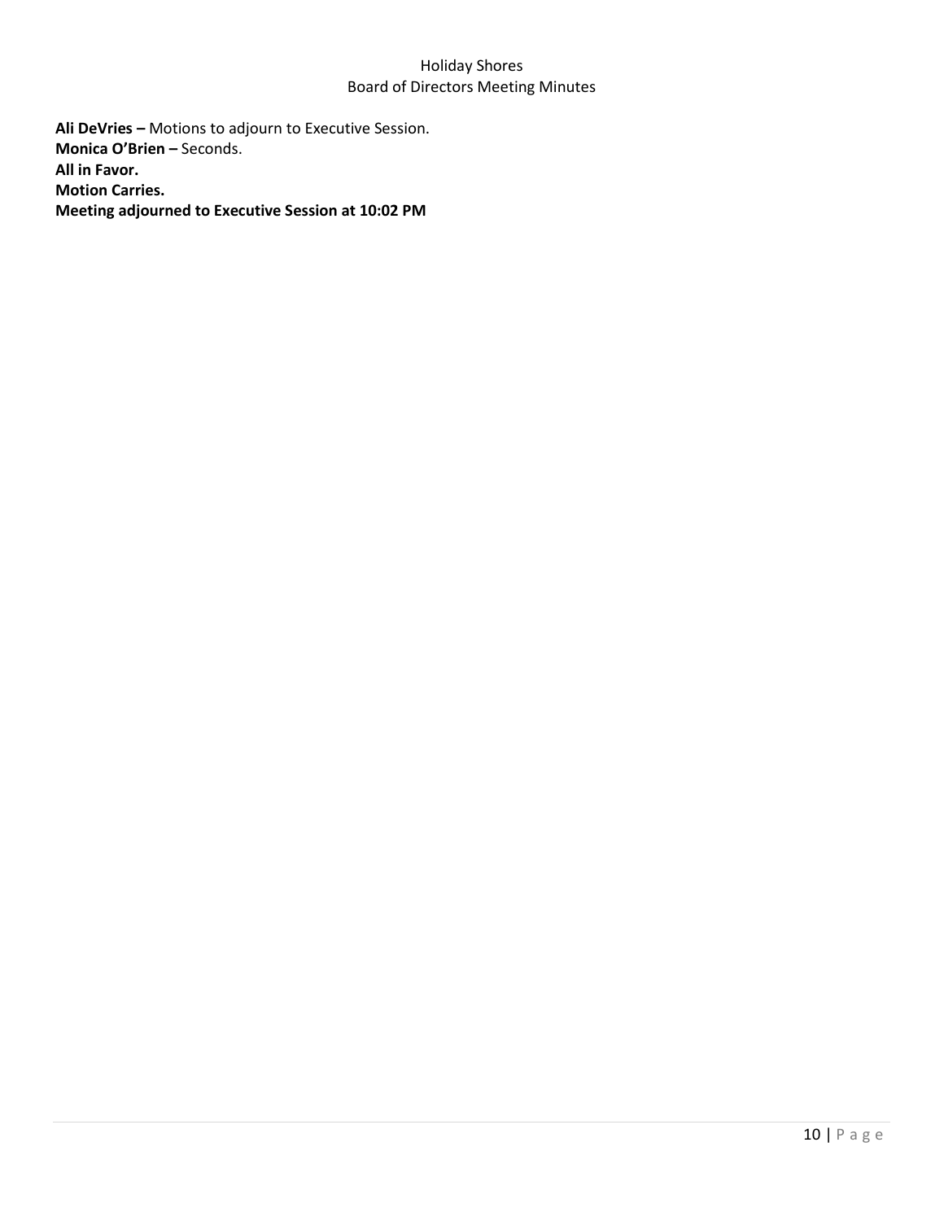**Ali DeVries –** Motions to adjourn to Executive Session.
**Monica O'Brien –** Seconds.
**All in Favor.**
**Motion Carries.**
**Meeting adjourned to Executive Session at 10:02 PM**